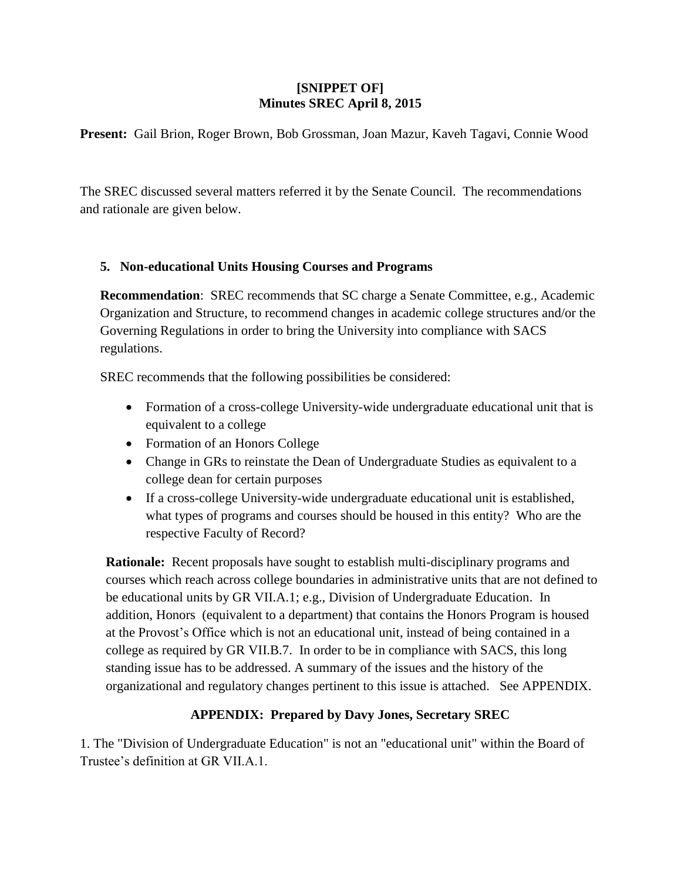**[SNIPPET OF]**
**Minutes SREC April 8, 2015**

**Present:** Gail Brion, Roger Brown, Bob Grossman, Joan Mazur, Kaveh Tagavi, Connie Wood

The SREC discussed several matters referred it by the Senate Council. The recommendations and rationale are given below.

**5. Non-educational Units Housing Courses and Programs**

**Recommendation**: SREC recommends that SC charge a Senate Committee, e.g., Academic Organization and Structure, to recommend changes in academic college structures and/or the Governing Regulations in order to bring the University into compliance with SACS regulations.

SREC recommends that the following possibilities be considered:

- Formation of a cross-college University-wide undergraduate educational unit that is equivalent to a college
- Formation of an Honors College
- Change in GRs to reinstate the Dean of Undergraduate Studies as equivalent to a college dean for certain purposes
- If a cross-college University-wide undergraduate educational unit is established, what types of programs and courses should be housed in this entity? Who are the respective Faculty of Record?

**Rationale:** Recent proposals have sought to establish multi-disciplinary programs and courses which reach across college boundaries in administrative units that are not defined to be educational units by GR VII.A.1; e.g., Division of Undergraduate Education. In addition, Honors (equivalent to a department) that contains the Honors Program is housed at the Provost's Office which is not an educational unit, instead of being contained in a college as required by GR VII.B.7. In order to be in compliance with SACS, this long standing issue has to be addressed. A summary of the issues and the history of the organizational and regulatory changes pertinent to this issue is attached. See APPENDIX.

**APPENDIX: Prepared by Davy Jones, Secretary SREC**

1. The "Division of Undergraduate Education" is not an "educational unit" within the Board of Trustee's definition at GR VII.A.1.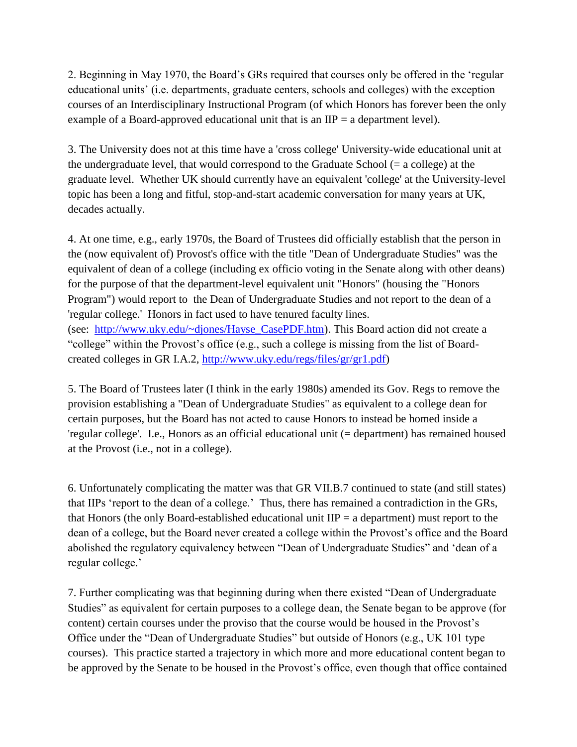2. Beginning in May 1970, the Board's GRs required that courses only be offered in the 'regular educational units' (i.e. departments, graduate centers, schools and colleges) with the exception courses of an Interdisciplinary Instructional Program (of which Honors has forever been the only example of a Board-approved educational unit that is an IIP = a department level).

3. The University does not at this time have a 'cross college' University-wide educational unit at the undergraduate level, that would correspond to the Graduate School (= a college) at the graduate level. Whether UK should currently have an equivalent 'college' at the University-level topic has been a long and fitful, stop-and-start academic conversation for many years at UK, decades actually.

4. At one time, e.g., early 1970s, the Board of Trustees did officially establish that the person in the (now equivalent of) Provost's office with the title "Dean of Undergraduate Studies" was the equivalent of dean of a college (including ex officio voting in the Senate along with other deans) for the purpose of that the department-level equivalent unit "Honors" (housing the "Honors Program") would report to the Dean of Undergraduate Studies and not report to the dean of a 'regular college.' Honors in fact used to have tenured faculty lines.
(see: [http://www.uky.edu/~djones/Hayse_CasePDF.htm](http://www.uky.edu/~djones/Hayse_CasePDF.htm)). This Board action did not create a "college" within the Provost's office (e.g., such a college is missing from the list of Board-created colleges in GR I.A.2, [http://www.uky.edu/regs/files/gr/gr1.pdf](http://www.uky.edu/regs/files/gr/gr1.pdf))

5. The Board of Trustees later (I think in the early 1980s) amended its Gov. Regs to remove the provision establishing a "Dean of Undergraduate Studies" as equivalent to a college dean for certain purposes, but the Board has not acted to cause Honors to instead be homed inside a 'regular college'. I.e., Honors as an official educational unit (= department) has remained housed at the Provost (i.e., not in a college).

6. Unfortunately complicating the matter was that GR VII.B.7 continued to state (and still states) that IIPs 'report to the dean of a college.' Thus, there has remained a contradiction in the GRs, that Honors (the only Board-established educational unit IIP = a department) must report to the dean of a college, but the Board never created a college within the Provost's office and the Board abolished the regulatory equivalency between "Dean of Undergraduate Studies" and 'dean of a regular college.'

7. Further complicating was that beginning during when there existed "Dean of Undergraduate Studies" as equivalent for certain purposes to a college dean, the Senate began to be approve (for content) certain courses under the proviso that the course would be housed in the Provost's Office under the "Dean of Undergraduate Studies" but outside of Honors (e.g., UK 101 type courses). This practice started a trajectory in which more and more educational content began to be approved by the Senate to be housed in the Provost's office, even though that office contained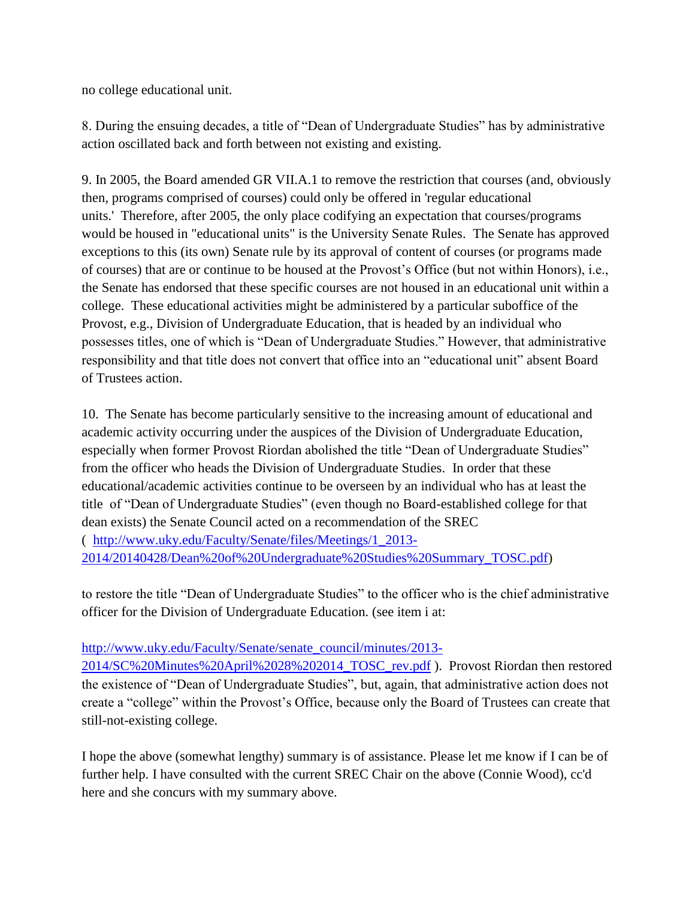no college educational unit.

8. During the ensuing decades, a title of "Dean of Undergraduate Studies" has by administrative action oscillated back and forth between not existing and existing.

9. In 2005, the Board amended GR VII.A.1 to remove the restriction that courses (and, obviously then, programs comprised of courses) could only be offered in 'regular educational units.' Therefore, after 2005, the only place codifying an expectation that courses/programs would be housed in "educational units" is the University Senate Rules. The Senate has approved exceptions to this (its own) Senate rule by its approval of content of courses (or programs made of courses) that are or continue to be housed at the Provost's Office (but not within Honors), i.e., the Senate has endorsed that these specific courses are not housed in an educational unit within a college. These educational activities might be administered by a particular suboffice of the Provost, e.g., Division of Undergraduate Education, that is headed by an individual who possesses titles, one of which is "Dean of Undergraduate Studies." However, that administrative responsibility and that title does not convert that office into an "educational unit" absent Board of Trustees action.

10. The Senate has become particularly sensitive to the increasing amount of educational and academic activity occurring under the auspices of the Division of Undergraduate Education, especially when former Provost Riordan abolished the title "Dean of Undergraduate Studies" from the officer who heads the Division of Undergraduate Studies. In order that these educational/academic activities continue to be overseen by an individual who has at least the title of "Dean of Undergraduate Studies" (even though no Board-established college for that dean exists) the Senate Council acted on a recommendation of the SREC ( http://www.uky.edu/Faculty/Senate/files/Meetings/1_2013-2014/20140428/Dean%20of%20Undergraduate%20Studies%20Summary_TOSC.pdf)

to restore the title "Dean of Undergraduate Studies" to the officer who is the chief administrative officer for the Division of Undergraduate Education. (see item i at:

http://www.uky.edu/Faculty/Senate/senate_council/minutes/2013-2014/SC%20Minutes%20April%2028%202014_TOSC_rev.pdf ). Provost Riordan then restored the existence of "Dean of Undergraduate Studies", but, again, that administrative action does not create a "college" within the Provost's Office, because only the Board of Trustees can create that still-not-existing college.

I hope the above (somewhat lengthy) summary is of assistance. Please let me know if I can be of further help. I have consulted with the current SREC Chair on the above (Connie Wood), cc'd here and she concurs with my summary above.